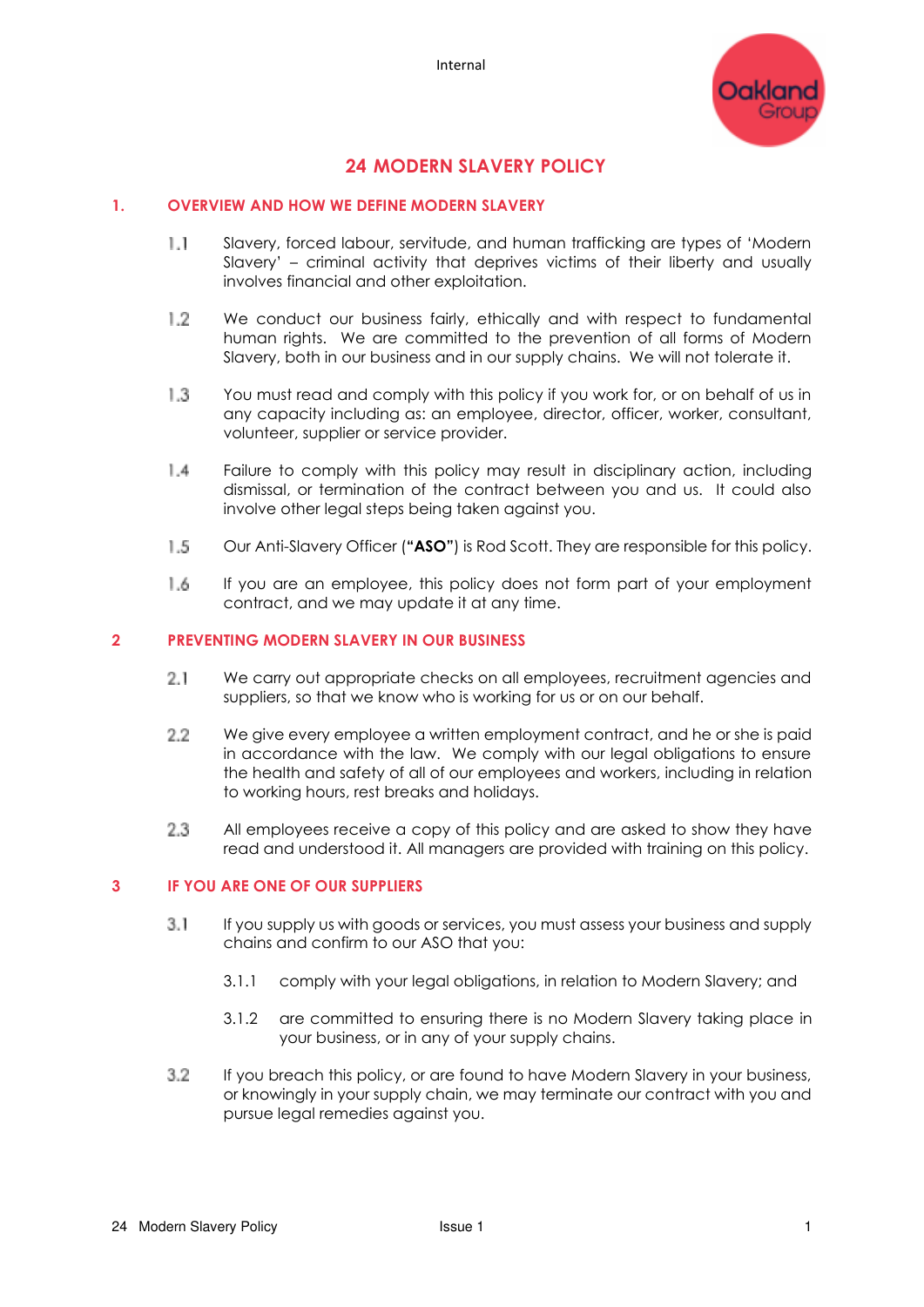# 24 MODERN SLAVERY POLICY

## 1. OVERVIEW AND HOW WE DEFINE MODERN SLAVERY

1.1 Slavery, forced labour, servitude, and human trafficking are types of 'Modern Slavery' – criminal activity that deprives victims of their liberty and usually involves financial and other exploitation.

1.2 We conduct our business fairly, ethically and with respect to fundamental human rights. We are committed to the prevention of all forms of Modern Slavery, both in our business and in our supply chains. We will not tolerate it.

1.3 You must read and comply with this policy if you work for, or on behalf of us in any capacity including as: an employee, director, officer, worker, consultant, volunteer, supplier or service provider.

1.4 Failure to comply with this policy may result in disciplinary action, including dismissal, or termination of the contract between you and us. It could also involve other legal steps being taken against you.

1.5 Our Anti-Slavery Officer (**"ASO"**) is Rod Scott. They are responsible for this policy.

1.6 If you are an employee, this policy does not form part of your employment contract, and we may update it at any time.

## 2 PREVENTING MODERN SLAVERY IN OUR BUSINESS

2.1 We carry out appropriate checks on all employees, recruitment agencies and suppliers, so that we know who is working for us or on our behalf.

2.2 We give every employee a written employment contract, and he or she is paid in accordance with the law. We comply with our legal obligations to ensure the health and safety of all of our employees and workers, including in relation to working hours, rest breaks and holidays.

2.3 All employees receive a copy of this policy and are asked to show they have read and understood it. All managers are provided with training on this policy.

## 3 IF YOU ARE ONE OF OUR SUPPLIERS

3.1 If you supply us with goods or services, you must assess your business and supply chains and confirm to our ASO that you:

3.1.1 comply with your legal obligations, in relation to Modern Slavery; and

3.1.2 are committed to ensuring there is no Modern Slavery taking place in your business, or in any of your supply chains.

3.2 If you breach this policy, or are found to have Modern Slavery in your business, or knowingly in your supply chain, we may terminate our contract with you and pursue legal remedies against you.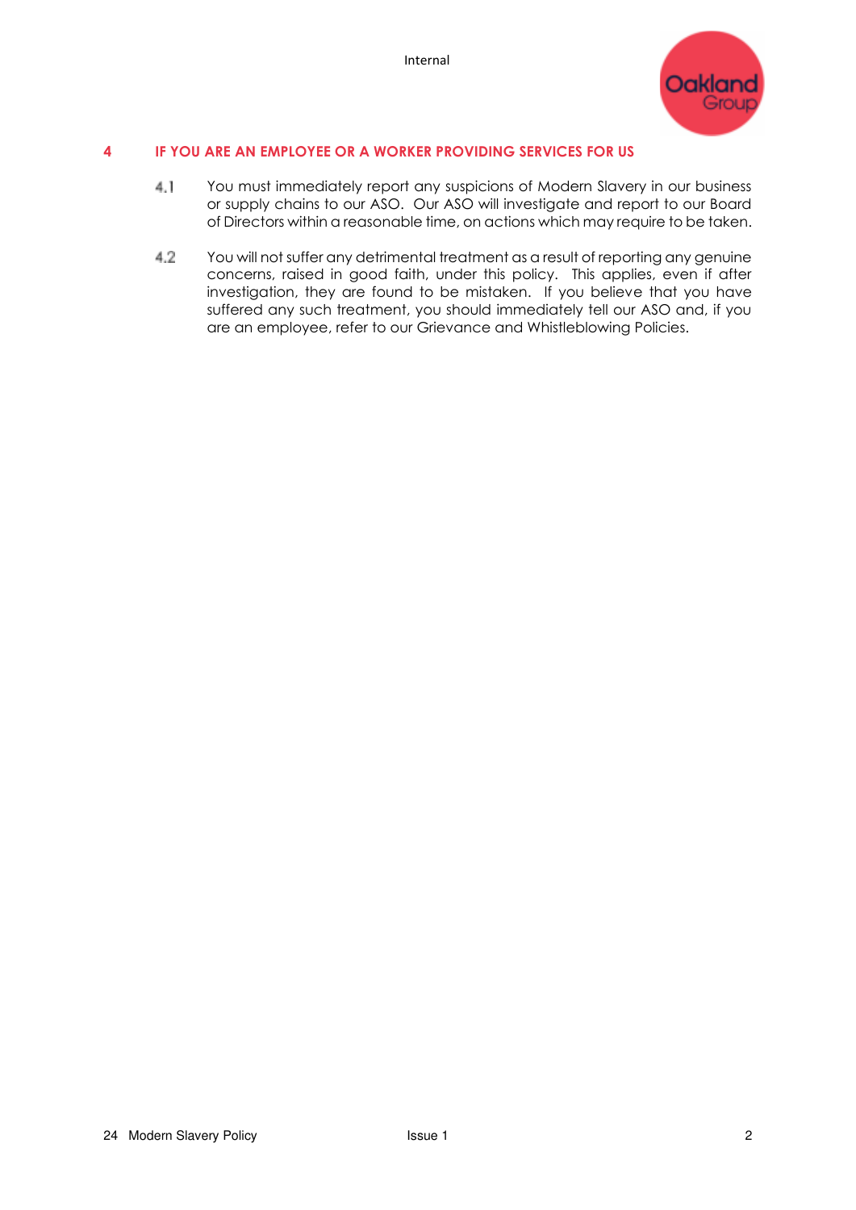## 4 IF YOU ARE AN EMPLOYEE OR A WORKER PROVIDING SERVICES FOR US

4.1 You must immediately report any suspicions of Modern Slavery in our business or supply chains to our ASO. Our ASO will investigate and report to our Board of Directors within a reasonable time, on actions which may require to be taken.

4.2 You will not suffer any detrimental treatment as a result of reporting any genuine concerns, raised in good faith, under this policy. This applies, even if after investigation, they are found to be mistaken. If you believe that you have suffered any such treatment, you should immediately tell our ASO and, if you are an employee, refer to our Grievance and Whistleblowing Policies.